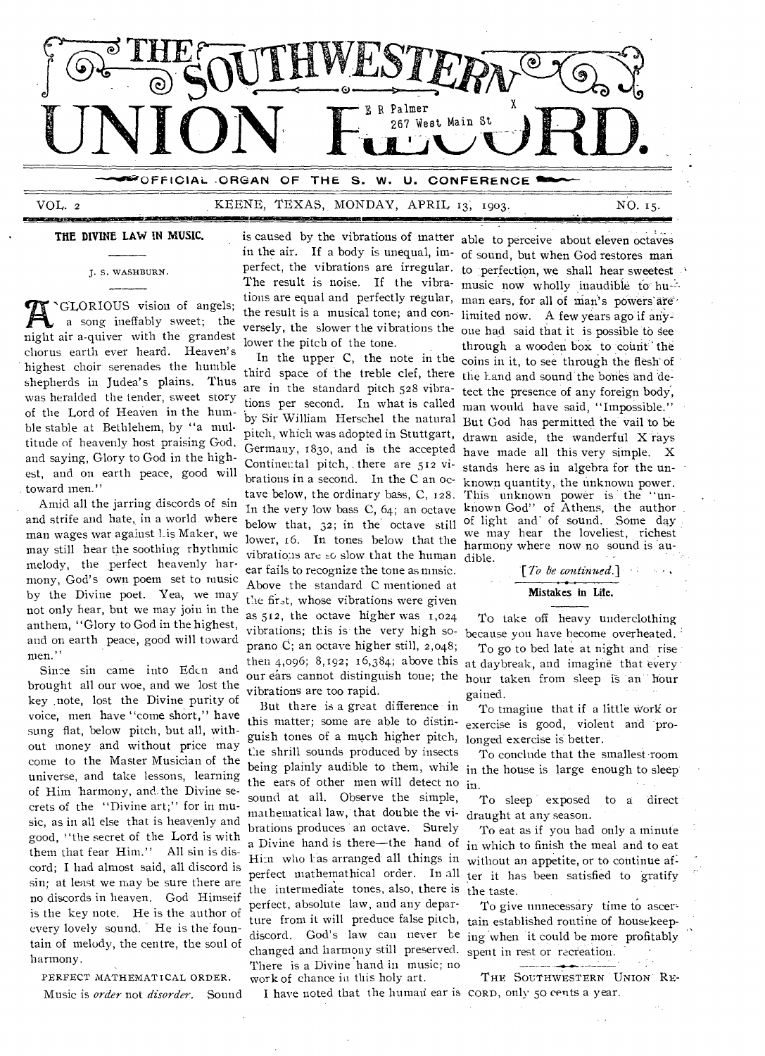# THE SOUTHWESTERN UNION RECORD.

E R Palmer X
267 West Main St

OFFICIAL ORGAN OF THE S. W. U. CONFERENCE

VOL. 2 KEENE, TEXAS, MONDAY, APRIL 13, 1903. NO. 15.

## THE DIVINE LAW IN MUSIC.

J. S. WASHBURN.

A GLORIOUS vision of angels; a song ineffably sweet; the night air a-quiver with the grandest chorus earth ever heard. Heaven's highest choir serenades the humble shepherds in Judea's plains. Thus was heralded the tender, sweet story of the Lord of Heaven in the humble stable at Bethlehem, by "a multitude of heavenly host praising God, and saying, Glory to God in the highest, and on earth peace, good will toward men."

Amid all the jarring discords of sin and strife and hate, in a world where man wages war against his Maker, we may still hear the soothing rhythmic melody, the perfect heavenly harmony, God's own poem set to music by the Divine poet. Yea, we may not only hear, but we may join in the anthem, "Glory to God in the highest, and on earth peace, good will toward men."

Since sin came into Eden and brought all our woe, and we lost the key note, lost the Divine purity of voice, men have "come short," have sung flat, below pitch, but all, without money and without price may come to the Master Musician of the universe, and take lessons, learning of Him harmony, and the Divine secrets of the "Divine art;" for in music, as in all else that is heavenly and good, "the secret of the Lord is with them that fear Him." All sin is discord; I had almost said, all discord is sin; at least we may be sure there are no discords in heaven. God Himself is the key note. He is the author of every lovely sound. He is the fountain of melody, the centre, the soul of harmony.

PERFECT MATHEMATICAL ORDER.

Music is *order* not *disorder*. Sound is caused by the vibrations of matter in the air. If a body is unequal, imperfect, the vibrations are irregular. The result is noise. If the vibrations are equal and perfectly regular, the result is a musical tone; and conversely, the slower the vibrations the lower the pitch of the tone.

In the upper C, the note in the third space of the treble clef, there are in the standard pitch 528 vibrations per second. In what is called by Sir William Herschel the natural pitch, which was adopted in Stuttgart, Germany, 1830, and is the accepted Continental pitch, there are 512 vibrations in a second. In the C an octave below, the ordinary bass, C, 128. In the very low bass C, 64; an octave below that, 32; in the octave still lower, 16. In tones below that the vibrations are so slow that the human ear fails to recognize the tone as music. Above the standard C mentioned at the first, whose vibrations were given as 512, the octave higher was 1,024 vibrations; this is the very high soprano C; an octave higher still, 2,048; then 4,096; 8,192; 16,384; above this our ears cannot distinguish tone; the vibrations are too rapid.

But there is a great difference in this matter; some are able to distinguish tones of a much higher pitch, the shrill sounds produced by insects being plainly audible to them, while the ears of other men will detect no sound at all. Observe the simple, mathematical law, that double the vibrations produces an octave. Surely a Divine hand is there—the hand of Him who has arranged all things in perfect mathemathical order. In all the intermediate tones, also, there is perfect, absolute law, and any departure from it will preduce false pitch, discord. God's law can never be changed and harmony still preserved. There is a Divine hand in music; no work of chance in this holy art.

I have noted that the human ear is able to perceive about eleven octaves of sound, but when God restores man to perfection, we shall hear sweetest music now wholly inaudible to human ears, for all of man's powers are limited now. A few years ago if any one had said that it is possible to see through a wooden box to count the coins in it, to see through the flesh of the hand and sound the bones and detect the presence of any foreign body, man would have said, "Impossible." But God has permitted the vail to be drawn aside, the wanderful X rays have made all this very simple. X stands here as in algebra for the unknown quantity, the unknown power. This unknown power is the "unknown God" of Athens, the author of light and of sound. Some day we may hear the loveliest, richest harmony where now no sound is audible.

[*To be continued.*]

## Mistakes in Life.

To take off heavy underclothing because you have become overheated.

To go to bed late at night and rise at daybreak, and imagine that every hour taken from sleep is an hour gained.

To imagine that if a little work or exercise is good, violent and prolonged exercise is better.

To conclude that the smallest room in the house is large enough to sleep in.

To sleep exposed to a direct draught at any season.

To eat as if you had only a minute in which to finish the meal and to eat without an appetite, or to continue after it has been satisfied to gratify the taste.

To give unnecessary time to ascertain established routine of housekeeping when it could be more profitably spent in rest or recreation.

THE SOUTHWESTERN UNION RECORD, only 50 cents a year.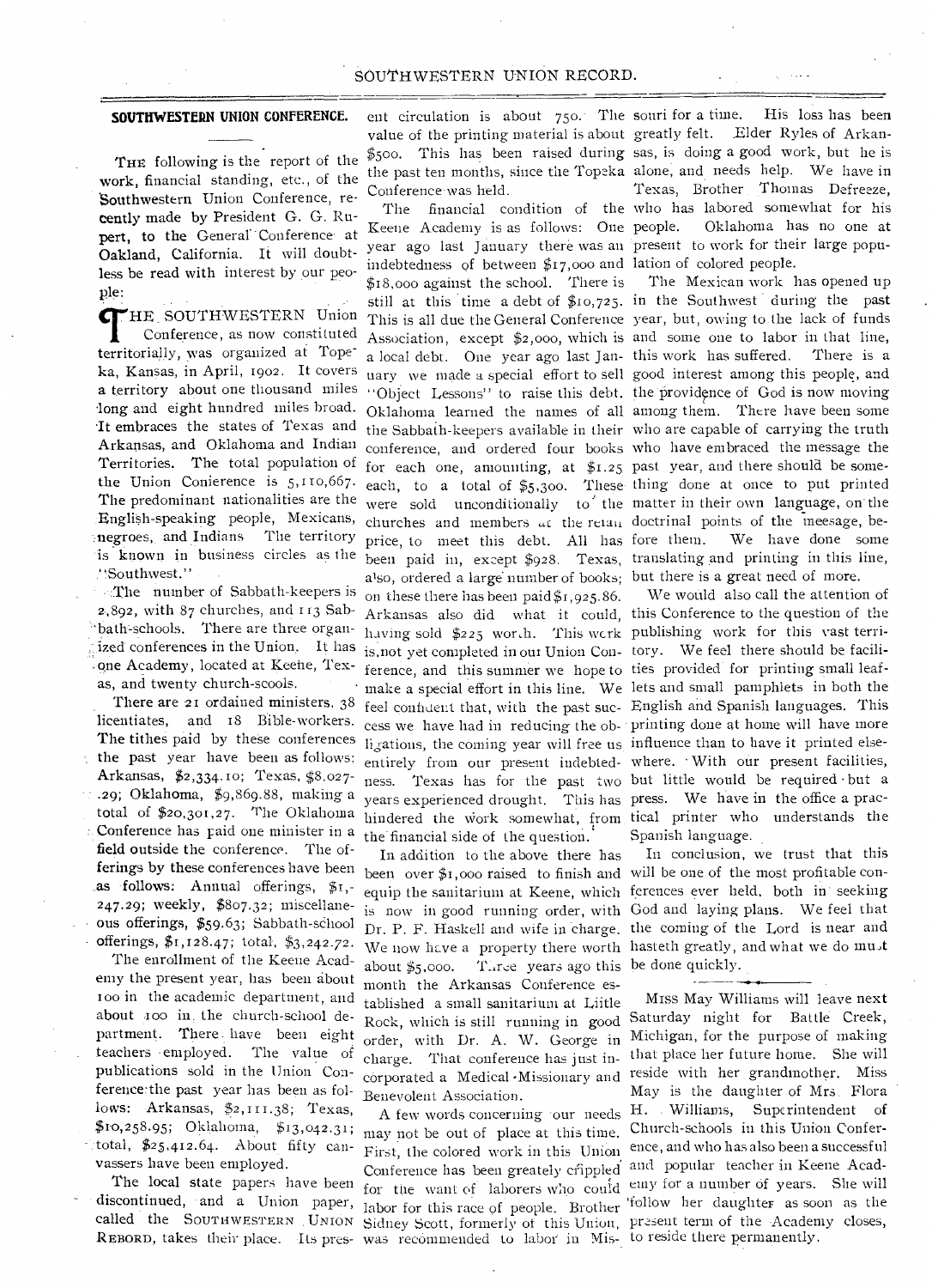## SOUTHWESTERN UNION CONFERENCE.

THE following is the report of the work, financial standing, etc., of the Southwestern Union Conference, recently made by President G. G. Rupert, to the General Conference at Oakland, California. It will doubtless be read with interest by our people:

THE SOUTHWESTERN Union Conference, as now constituted territorially, was organized at Topeka, Kansas, in April, 1902. It covers a territory about one thousand miles long and eight hundred miles broad. It embraces the states of Texas and Arkansas, and Oklahoma and Indian Territories. The total population of the Union Conference is 5,110,667. The predominant nationalities are the English-speaking people, Mexicans, negroes, and Indians. The territory is known in business circles as the "Southwest."

The number of Sabbath-keepers is 2,892, with 87 churches, and 113 Sabbath-schools. There are three organized conferences in the Union. It has one Academy, located at Keene, Texas, and twenty church-scools.

There are 21 ordained ministers, 38 licentiates, and 18 Bible-workers. The tithes paid by these conferences the past year have been as follows: Arkansas, $2,334.10; Texas, $8.027.29; Oklahoma, $9,869.88, making a total of $20,301,27. The Oklahoma Conference has paid one minister in a field outside the conference. The offerings by these conferences have been as follows: Annual offerings, $1,247.29; weekly, $807.32; miscellaneous offerings, $59.63; Sabbath-school offerings, $1,128.47; total, $3,242.72.

The enrollment of the Keene Academy the present year, has been about 100 in the academic department, and about 100 in the church-school department. There have been eight teachers employed. The value of publications sold in the Union Conference the past year has been as follows: Arkansas, $2,111.38; Texas, $10,258.95; Oklahoma, $13,042.31; total, $25,412.64. About fifty canvassers have been employed.

The local state papers have been discontinued, and a Union paper, called the SOUTHWESTERN UNION REBORD, takes their place. Its present circulation is about 750. The value of the printing material is about $500. This has been raised during the past ten months, since the Topeka Conference was held.

The financial condition of the Keene Academy is as follows: One year ago last January there was an indebtedness of between $17,000 and $18,000 against the school. There is still at this time a debt of $10,725. This is all due the General Conference Association, except $2,000, which is a local debt. One year ago last January we made a special effort to sell "Object Lessons" to raise this debt. Oklahoma learned the names of all the Sabbath-keepers available in their conference, and ordered four books for each one, amounting, at $1.25 each, to a total of $5,300. These were sold unconditionally to the churches and members at the retail price, to meet this debt. All has been paid in, except $928. Texas, also, ordered a large number of books; on these there has been paid $1,925.86. Arkansas also did what it could, having sold $225 worth. This work is not yet completed in our Union Conference, and this summer we hope to make a special effort in this line. We feel confident that, with the past success we have had in reducing the obligations, the coming year will free us entirely from our present indebtedness. Texas has for the past two years experienced drought. This has hindered the work somewhat, from the financial side of the question.

In addition to the above there has been over $1,000 raised to finish and equip the sanitarium at Keene, which is now in good running order, with Dr. P. F. Haskell and wife in charge. We now have a property there worth about $5,000. Three years ago this month the Arkansas Conference established a small sanitarium at Little Rock, which is still running in good order, with Dr. A. W. George in charge. That conference has just incorporated a Medical-Missionary and Benevolent Association.

A few words concerning our needs may not be out of place at this time. First, the colored work in this Union Conference has been greatly crippled for the want of laborers who could labor for this race of people. Brother Sidney Scott, formerly of this Union, was recommended to labor in Missouri for a time. His loss has been greatly felt. Elder Ryles of Arkansas, is doing a good work, but he is alone, and needs help. We have in Texas, Brother Thomas Defreeze, who has labored somewhat for his people. Oklahoma has no one at present to work for their large population of colored people.

The Mexican work has opened up in the Southwest during the past year, but, owing to the lack of funds and some one to labor in that line, this work has suffered. There is a good interest among this people, and the providence of God is now moving among them. There have been some who are capable of carrying the truth who have embraced the message the past year, and there should be something done at once to put printed matter in their own language, on the doctrinal points of the meesage, before them. We have done some translating and printing in this line, but there is a great need of more.

We would also call the attention of this Conference to the question of the publishing work for this vast territory. We feel there should be facilities provided for printing small leaflets and small pamphlets in both the English and Spanish languages. This printing done at home will have more influence than to have it printed elsewhere. With our present facilities, but little would be required but a press. We have in the office a practical printer who understands the Spanish language.

In conclusion, we trust that this will be one of the most profitable conferences ever held, both in seeking God and laying plans. We feel that the coming of the Lord is near and hasteth greatly, and what we do must be done quickly.

---

MISS May Williams will leave next Saturday night for Battle Creek, Michigan, for the purpose of making that place her future home. She will reside with her grandmother. Miss May is the daughter of Mrs. Flora H. Williams, Superintendent of Church-schools in this Union Conference, and who has also been a successful and popular teacher in Keene Academy for a number of years. She will follow her daughter as soon as the present term of the Academy closes, to reside there permanently.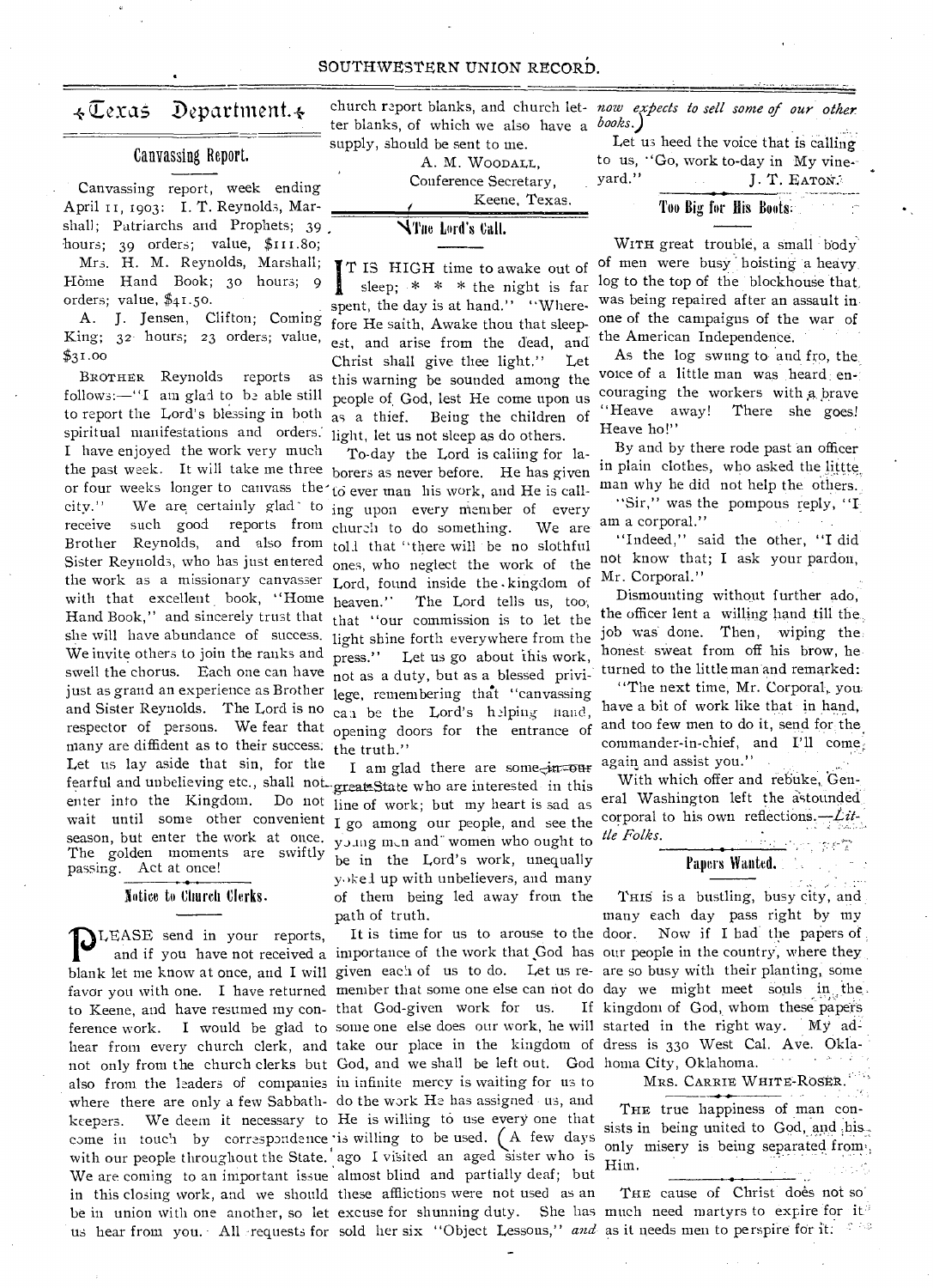# Texas Department.

## Canvassing Report.

Canvassing report, week ending April 11, 1903: I. T. Reynolds, Marshall; Patriarchs and Prophets; 39 hours; 39 orders; value, $111.80; Mrs. H. M. Reynolds, Marshall; Home Hand Book; 30 hours; 9 orders; value, $41.50.

A. J. Jensen, Clifton; Coming King; 32 hours; 23 orders; value, $31.00

BROTHER Reynolds reports as follows:—"I am glad to be able still to report the Lord's blessing in both spiritual manifestations and orders. I have enjoyed the work very much the past week. It will take me three or four weeks longer to canvass the city." We are certainly glad to receive such good reports from Brother Reynolds, and also from Sister Reynolds, who has just entered the work as a missionary canvasser with that excellent book, "Home Hand Book," and sincerely trust that she will have abundance of success. We invite others to join the ranks and swell the chorus. Each one can have just as grand an experience as Brother and Sister Reynolds. The Lord is no respecter of persons. We fear that many are diffident as to their success. Let us lay aside that sin, for the fearful and unbelieving etc., shall not enter into the Kingdom. Do not wait until some other convenient season, but enter the work at once. The golden moments are swiftly passing. Act at once!

## Notice to Church Clerks.

PLEASE send in your reports, and if you have not received a blank let me know at once, and I will favor you with one. I have returned to Keene, and have resumed my conference work. I would be glad to hear from every church clerk, and not only from the church clerks but also from the leaders of companies where there are only a few Sabbath-keepers. We deem it necessary to come in touch by correspondence with our people throughout the State. We are coming to an important issue in this closing work, and we should be in union with one another, so let us hear from you. All requests for church report blanks, and church letter blanks, of which we also have a supply, should be sent to me.

A. M. WOODALL,
Conference Secretary,
Keene, Texas.

## The Lord's Call.

IT IS HIGH time to awake out of sleep; * * * the night is far spent, the day is at hand." "Wherefore He saith, Awake thou that sleepest, and arise from the dead, and Christ shall give thee light." Let this warning be sounded among the people of God, lest He come upon us as a thief. Being the children of light, let us not sleep as do others.

To-day the Lord is calling for laborers as never before. He has given to ever man his work, and He is calling upon every member of every church to do something. We are told that "there will be no slothful ones, who neglect the work of the Lord, found inside the kingdom of heaven." The Lord tells us, too, that "our commission is to let the light shine forth everywhere from the press." Let us go about this work, not as a duty, but as a blessed privilege, remembering that "canvassing can be the Lord's helping hand, opening doors for the entrance of the truth."

I am glad there are some ~~in our great~~ State who are interested in this line of work; but my heart is sad as I go among our people, and see the young men and women who ought to be in the Lord's work, unequally yoked up with unbelievers, and many of them being led away from the path of truth.

It is time for us to arouse to the importance of the work that God has given each of us to do. Let us remember that some one else can not do that God-given work for us. If some one else does our work, he will take our place in the kingdom of God, and we shall be left out. God in infinite mercy is waiting for us to do the work He has assigned us, and He is willing to use every one that is willing to be used. (A few days ago I visited an aged sister who is almost blind and partially deaf; but these afflictions were not used as an excuse for shunning duty. She has sold her six "Object Lessons," *and now expects to sell some of our other books.*)

Let us heed the voice that is calling to us, "Go, work to-day in My vineyard."

J. T. EATON.

## Too Big for His Boots.

WITH great trouble, a small body of men were busy hoisting a heavy log to the top of the blockhouse that was being repaired after an assault in one of the campaigns of the war of the American Independence.

As the log swung to and fro, the voice of a little man was heard encouraging the workers with a brave "Heave away! There she goes! Heave ho!"

By and by there rode past an officer in plain clothes, who asked the little man why he did not help the others.

"Sir," was the pompous reply, "I am a corporal."

"Indeed," said the other, "I did not know that; I ask your pardon, Mr. Corporal."

Dismounting without further ado, the officer lent a willing hand till the job was done. Then, wiping the honest sweat from off his brow, he turned to the little man and remarked:

"The next time, Mr. Corporal, you have a bit of work like that in hand, and too few men to do it, send for the commander-in-chief, and I'll come again and assist you."

With which offer and rebuke, General Washington left the astounded corporal to his own reflections.—*Little Folks.*

## Papers Wanted.

THIS is a bustling, busy city, and many each day pass right by my door. Now if I had the papers of our people in the country, where they are so busy with their planting, some day we might meet souls in the kingdom of God, whom these papers started in the right way. My address is 330 West Cal. Ave. Oklahoma City, Oklahoma.

MRS. CARRIE WHITE-ROSER.

THE true happiness of man consists in being united to God, and his only misery is being separated from Him.

THE cause of Christ does not so much need martyrs to expire for it as it needs men to perspire for it.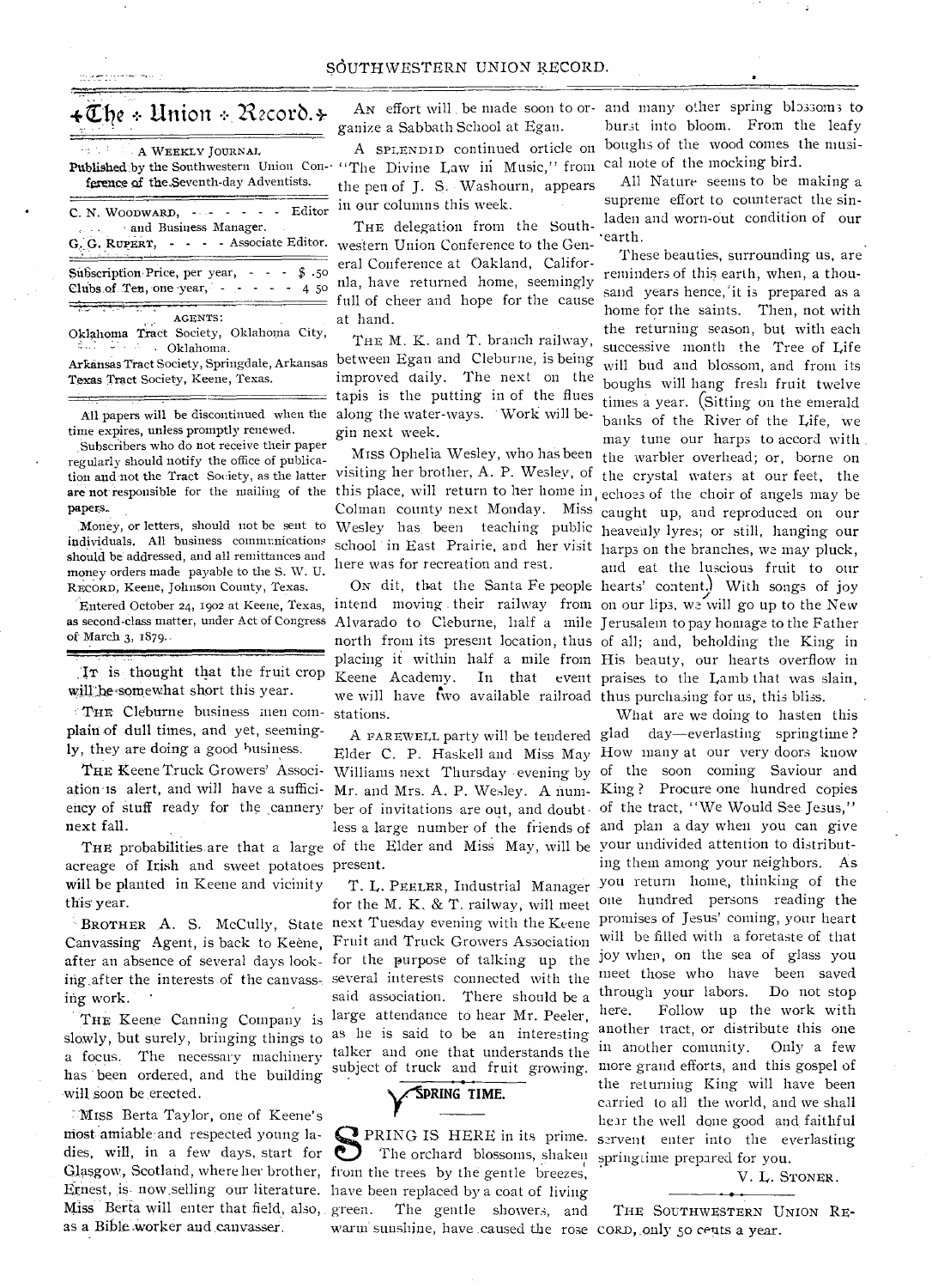# The Union Record.

A WEEKLY JOURNAL

Published by the Southwestern Union Conference of the Seventh-day Adventists.

C. N. WOODWARD, - - - - - - Editor and Business Manager.
G. G. RUPERT, - - - - Associate Editor.

Subscription Price, per year, - - - $ .50
Clubs of Ten, one year, - - - - - 4 50

AGENTS:

Oklahoma Tract Society, Oklahoma City, Oklahoma.
Arkansas Tract Society, Springdale, Arkansas
Texas Tract Society, Keene, Texas.

All papers will be discontinued when the time expires, unless promptly renewed.

Subscribers who do not receive their paper regularly should notify the office of publication and not the Tract Society, as the latter are not responsible for the mailing of the papers.

Money, or letters, should not be sent to individuals. All business communications should be addressed, and all remittances and money orders made payable to the S. W. U. RECORD, Keene, Johnson County, Texas.

Entered October 24, 1902 at Keene, Texas, as second-class matter, under Act of Congress of March 3, 1879.

IT is thought that the fruit crop will be somewhat short this year.

THE Cleburne business men complain of dull times, and yet, seemingly, they are doing a good business.

THE Keene Truck Growers' Association is alert, and will have a sufficiency of stuff ready for the cannery next fall.

THE probabilities are that a large acreage of Irish and sweet potatoes will be planted in Keene and vicinity this year.

BROTHER A. S. McCully, State Canvassing Agent, is back to Keene, after an absence of several days looking after the interests of the canvassing work.

THE Keene Canning Company is slowly, but surely, bringing things to a focus. The necessary machinery has been ordered, and the building will soon be erected.

MISS Berta Taylor, one of Keene's most amiable and respected young ladies, will, in a few days, start for Glasgow, Scotland, where her brother, Ernest, is now selling our literature. Miss Berta will enter that field, also, as a Bible worker and canvasser.

AN effort will be made soon to organize a Sabbath School at Egan.

A SPLENDID continued article on "The Divine Law in Music," from the pen of J. S. Washourn, appears in our columns this week.

THE delegation from the Southwestern Union Conference to the General Conference at Oakland, California, have returned home, seemingly full of cheer and hope for the cause at hand.

THE M. K. and T. branch railway, between Egan and Cleburne, is being improved daily. The next on the tapis is the putting in of the flues along the water-ways. Work will begin next week.

MISS Ophelia Wesley, who has been visiting her brother, A. P. Wesley, of this place, will return to her home in Colman county next Monday. Miss Wesley has been teaching public school in East Prairie, and her visit here was for recreation and rest.

ON dit, that the Santa Fe people intend moving their railway from Alvarado to Cleburne, half a mile north from its present location, thus placing it within half a mile from Keene Academy. In that event we will have two available railroad stations.

A FAREWELL party will be tendered Elder C. P. Haskell and Miss May Williams next Thursday evening by Mr. and Mrs. A. P. Wesley. A number of invitations are out, and doubtless a large number of the friends of the Elder and Miss May, will be present.

T. L. PEELER, Industrial Manager for the M. K. & T. railway, will meet next Tuesday evening with the Keene Fruit and Truck Growers Association for the purpose of talking up the several interests connected with the said association. There should be a large attendance to hear Mr. Peeler, as he is said to be an interesting talker and one that understands the subject of truck and fruit growing.

## SPRING TIME.

SPRING IS HERE in its prime. The orchard blossoms, shaken from the trees by the gentle breezes, have been replaced by a coat of living green. The gentle showers, and warm sunshine, have caused the rose and many other spring blossoms to burst into bloom. From the leafy boughs of the wood comes the musical note of the mocking bird.

All Nature seems to be making a supreme effort to counteract the sin-laden and worn-out condition of our earth.

These beauties, surrounding us, are reminders of this earth, when, a thousand years hence, it is prepared as a home for the saints. Then, not with the returning season, but with each successive month the Tree of Life will bud and blossom, and from its boughs will hang fresh fruit twelve times a year. (Sitting on the emerald banks of the River of the Life, we may tune our harps to accord with the warbler overhead; or, borne on the crystal waters at our feet, the echoes of the choir of angels may be caught up, and reproduced on our heavenly lyres; or still, hanging our harps on the branches, we may pluck, and eat the luscious fruit to our hearts' content.) With songs of joy on our lips, we will go up to the New Jerusalem to pay homage to the Father of all; and, beholding the King in His beauty, our hearts overflow in praises to the Lamb that was slain, thus purchasing for us, this bliss.

What are we doing to hasten this glad day—everlasting springtime? How many at our very doors know of the soon coming Saviour and King? Procure one hundred copies of the tract, "We Would See Jesus," and plan a day when you can give your undivided attention to distributing them among your neighbors. As you return home, thinking of the one hundred persons reading the promises of Jesus' coming, your heart will be filled with a foretaste of that joy when, on the sea of glass you meet those who have been saved through your labors. Do not stop here. Follow up the work with another tract, or distribute this one in another comunity. Only a few more grand efforts, and this gospel of the returning King will have been carried to all the world, and we shall hear the well done good and faithful servent enter into the everlasting springtime prepared for you.

V. L. STONER.

THE SOUTHWESTERN UNION RECORD, only 50 cents a year.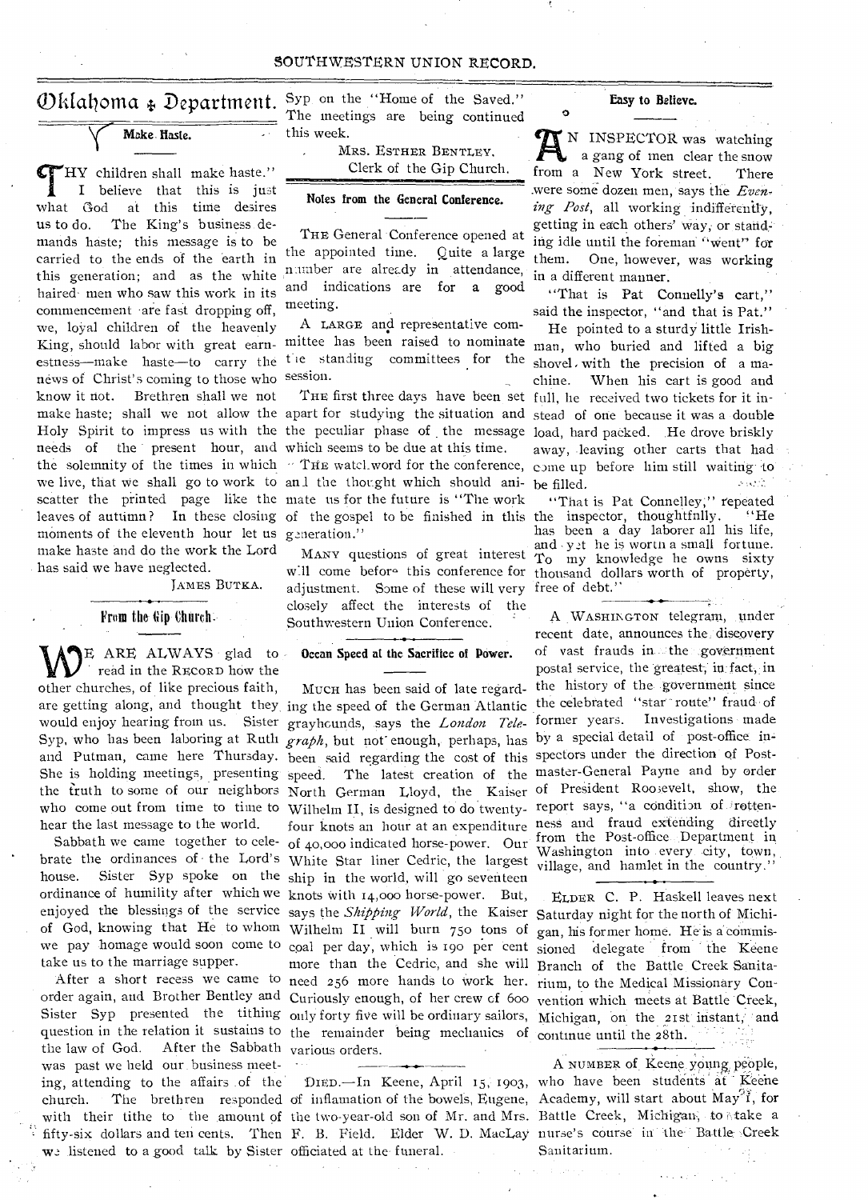# Oklahoma Department.

### Make Haste.

"THY children shall make haste." I believe that this is just what God at this time desires us to do. The King's business demands haste; this message is to be carried to the ends of the earth in this generation; and as the white haired men who saw this work in its commencement are fast dropping off, we, loyal children of the heavenly King, should labor with great earnestness—make haste—to carry the news of Christ's coming to those who know it not. Brethren shall we not make haste; shall we not allow the Holy Spirit to impress us with the needs of the present hour, and the solemnity of the times in which we live, that we shall go to work to scatter the printed page like the leaves of autumn? In these closing moments of the eleventh hour let us make haste and do the work the Lord has said we have neglected.

JAMES BUTKA.

### From the Gip Church.

WE ARE ALWAYS glad to read in the RECORD how the other churches, of like precious faith, are getting along, and thought they would enjoy hearing from us. Sister Syp, who has been laboring at Ruth and Putman, came here Thursday. She is holding meetings, presenting the truth to some of our neighbors who come out from time to time to hear the last message to the world.

Sabbath we came together to celebrate the ordinances of the Lord's house. Sister Syp spoke on the ordinance of humility after which we enjoyed the blessings of the service of God, knowing that He to whom we pay homage would soon come to take us to the marriage supper.

After a short recess we came to order again, and Brother Bentley and Sister Syp presented the tithing question in the relation it sustains to the law of God. After the Sabbath was past we held our business meeting, attending to the affairs of the church. The brethren responded with their tithe to the amount of fifty-six dollars and ten cents. Then we listened to a good talk by Sister Syp on the "Home of the Saved." The meetings are being continued this week.

MRS. ESTHER BENTLEY,
Clerk of the Gip Church.

### Notes from the General Conference.

THE General Conference opened at the appointed time. Quite a large number are already in attendance, and indications are for a good meeting.

A LARGE and representative committee has been raised to nominate the standing committees for the session.

THE first three days have been set apart for studying the situation and the peculiar phase of the message which seems to be due at this time.

THE watchword for the conference, and the thought which should animate us for the future is "The work of the gospel to be finished in this generation."

MANY questions of great interest will come before this conference for adjustment. Some of these will very closely affect the interests of the Southwestern Union Conference.

### Ocean Speed at the Sacrifice of Power.

MUCH has been said of late regarding the speed of the German Atlantic greyhounds, says the *London Telegraph*, but not enough, perhaps, has been said regarding the cost of this speed. The latest creation of the North German Lloyd, the Kaiser Wilhelm II, is designed to do twenty-four knots an hour at an expenditure of 40,000 indicated horse-power. Our White Star liner Cedric, the largest ship in the world, will go seventeen knots with 14,000 horse-power. But, says the *Shipping World*, the Kaiser Wilhelm II will burn 750 tons of coal per day, which is 190 per cent more than the Cedric, and she will need 256 more hands to work her. Curiously enough, of her crew of 600 only forty five will be ordinary sailors, the remainder being mechanics of various orders.

DIED.—In Keene, April 15, 1903, of inflamation of the bowels, Eugene, the two-year-old son of Mr. and Mrs. F. B. Field. Elder W. D. MacLay officiated at the funeral.

### Easy to Believe.

AN INSPECTOR was watching a gang of men clear the snow from a New York street. There were some dozen men, says the *Evening Post*, all working indifferently, getting in each others' way, or standing idle until the foreman "went" for them. One, however, was working in a different manner.

"That is Pat Connelly's cart," said the inspector, "and that is Pat."

He pointed to a sturdy little Irishman, who buried and lifted a big shovel with the precision of a machine. When his cart is good and full, he received two tickets for it instead of one because it was a double load, hard packed. He drove briskly away, leaving other carts that had come up before him still waiting to be filled.

"That is Pat Connelley," repeated the inspector, thoughtfully. "He has been a day laborer all his life, and yet he is worth a small fortune. To my knowledge he owns sixty thousand dollars worth of property, free of debt."

A WASHINGTON telegram, under recent date, announces the discovery of vast frauds in the government postal service, the greatest, in fact, in the history of the government since the celebrated "star route" fraud of former years. Investigations made by a special detail of post-office inspectors under the direction of Postmaster-General Payne and by order of President Roosevelt, show, the report says, "a condition of rottenness and fraud extending directly from the Post-office Department in Washington into every city, town, village, and hamlet in the country."

ELDER C. P. Haskell leaves next Saturday night for the north of Michigan, his former home. He is a commissioned delegate from the Keene Branch of the Battle Creek Sanitarium, to the Medical Missionary Convention which meets at Battle Creek, Michigan, on the 21st instant, and continue until the 28th.

A NUMBER of Keene young people, who have been students at Keene Academy, will start about May 1, for Battle Creek, Michigan, to take a nurse's course in the Battle Creek Sanitarium.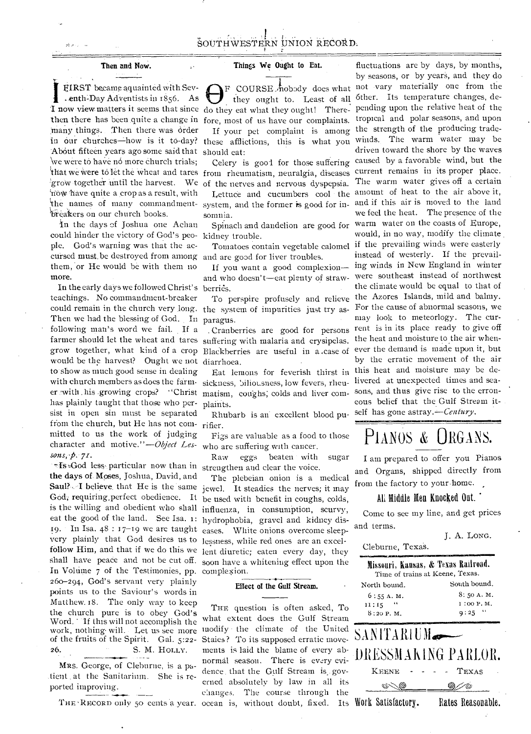## Then and Now.

I FIRST became aquainted with Seventh-Day Adventists in 1856. As I now view matters it seems that since then there has been quite a change in many things. Then there was order in our churches—how is it to-day? About fifteen years ago some said that we were to have no more church trials; that we were to let the wheat and tares grow together until the harvest. We now have qnite a crop as a result, with the names of many commandment-breakers on our church books.

In the days of Joshua one Achan could hinder the victory of God's people. God's warning was that the accursed must be destroyed from among them, or He would be with them no more.

In the early days we followed Christ's teachings. No commandment-breaker could remain in the church very long. Then we had the blessing of God. In following man's word we fail. If a farmer should let the wheat and tares grow together, what kind of a crop would be the harvest? Ought we not to show as much good sense in dealing with church members as does the farmer with his growing crops? "Christ has plainly taught that those who persist in open sin must be separated from the church, but He has not committed to us the work of judging character and motive."—*Object Lessons, p. 71.*

Is God less particular now than in the days of Moses, Joshua, David, and Saul? I believe that He is the same God, requiring perfect obedience. It is the willing and obedient who shall eat the good of the land. See Isa. 1: 19. In Isa. 48 : 17–19 we are taught very plainly that God desires us to follow Him, and that if we do this we shall have peace and not be cut off. In Volume 7 of the Testimonies, pp. 260–294, God's servant very plainly points us to the Saviour's words in Matthew. 18. The only way to keep the church pure is to obey God's Word. If this will not accomplish the work, nothing will. Let us see more of the fruits of the Spirit. Gal. 5:22-26.

S. M. HOLLY.

MRS. George, of Cleburne, is a patient at the Sanitarium. She is reported improving.

THE RECORD only 50 cents a year.

## Things We Ought to Eat.

OF COURSE nobody does what they ought to. Least of all do they eat what they ought! Therefore, most of us have our complaints.

If your pet complaint is among these afflictions, this is what you should eat:

Celery is good for those suffering from rheumatism, neuralgia, diseases of the nerves and nervous dyspepsia.

Lettuce and cucumbers cool the system, and the former is good for insomnia.

Spinach and dandelion are good for kidney trouble.

Tomatoes contain vegetable calomel and are good for liver troubles.

If you want a good complexion—and who doesn't?—eat plenty of strawberries.

To perspire profusely and relieve the system of impurities just try asparagus.

Cranberries are good for persons suffering with malaria and erysipelas. Blackberries are useful in a case of diarrhoea.

Eat lemons for feverish thirst in sickness, biliousness, low fevers, rheumatism, coughs, colds and liver complaints.

Rhubarb is an excellent blood purifier.

Figs are valuable as a food to those who are suffering with cancer.

Raw eggs beaten with sugar strengthen and clear the voice.

The plebeian onion is a medical jewel. It steadies the nerves; it may be used with benefit in coughs, colds, influenza, in consumption, scurvy, hydrophobia, gravel and kidney diseases. White onions overcome sleeplessness, while red ones are an excellent diuretic; eaten every day, they soon have a whitening effect upon the complexion.

## Effect of the Gulf Stream.

THE question is often asked, To what extent does the Gulf Stream modify the climate of the United States? To its supposed erratic movements is laid the blame of every abnormal season. There is every evidence that the Gulf Stream is governed absolutely by law in all its changes. The course through the ocean is, without doubt, fixed. Its fluctuations are by days, by months, by seasons, or by years, and they do not vary materially one from the other. Its temperature changes, depending upon the relative heat of the tropical and polar seasons, and upon the strength of the producing trade-winds. The warm water may be driven toward the shore by the waves caused by a favorable wind, but the current remains in its proper place. The warm water gives off a certain amount of heat to the air above it, and if this air is moved to the land we feel the heat. The presence of the warm water on the coasts of Europe, would, in no way, modify the climate if the prevailing winds were easterly instead of westerly. If the prevailing winds in New England in winter were southeast instead of northwest the climate would be equal to that of the Azores Islands, mild and balmy. For the cause of abnormal seasons, we may look to meteorlogy. The current is in its place ready to give off the heat and moisture to the air whenever the demand is made upon it, but by the erratic movement of the air this heat and moisture may be delivered at unexpected times and seasons, and thus give rise to the erroneous belief that the Gulf Stream itself has gone astray.—*Century.*

# PIANOS & ORGANS.

I am prepared to offer you Pianos and Organs, shipped directly from from the factory to your home.

### All Middle Men Knocked Out.

Come to see my line, and get prices and terms.

J. A. LONG.

Cleburne, Texas.

### Missouri, Kansas, & Texas Railroad.

Time of trains at Keene, Texas.

| North bound. | South bound. |
|---|---|
| 6:55 A. M. | 8:50 A. M. |
| 11:15 " | 1:00 P. M. |
| 8:20 P. M. | 9:25 " |

# SANITARIUM DRESSMAKING PARLOR.

KEENE - - - - TEXAS

**Work Satisfactory. Rates Reasonable.**